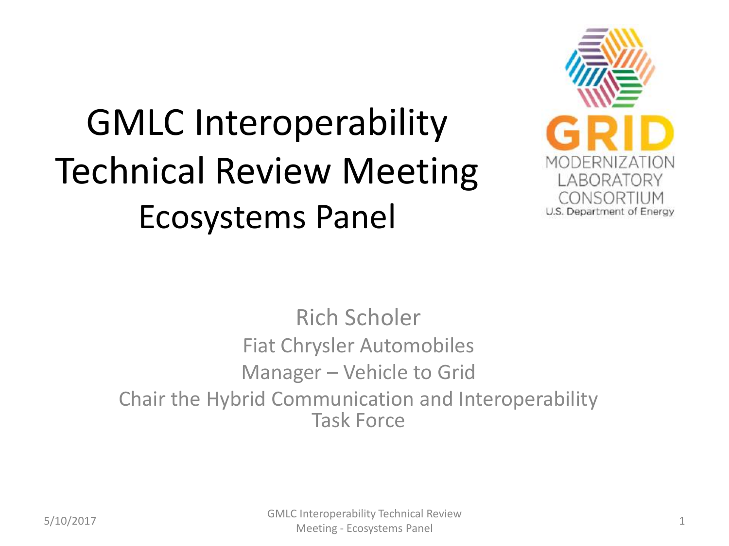# GMLC Interoperability Technical Review Meeting
## Ecosystems Panel

Rich Scholer

Fiat Chrysler Automobiles

Manager – Vehicle to Grid

Chair the Hybrid Communication and Interoperability Task Force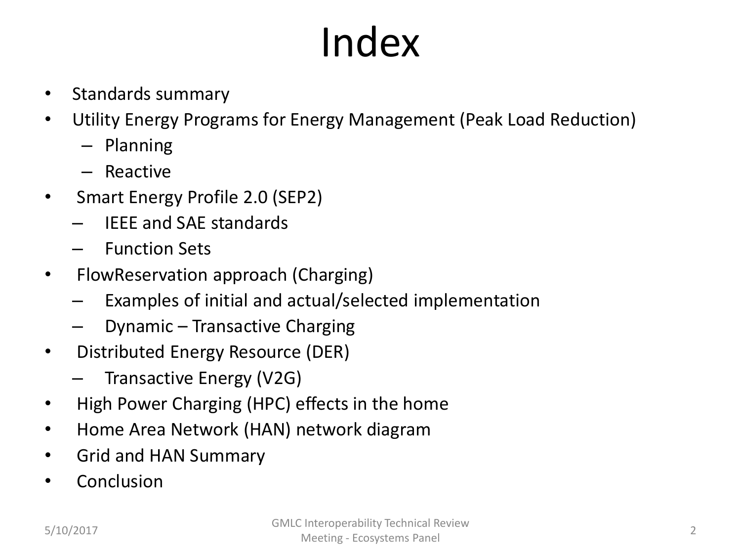# Index

- Standards summary
- Utility Energy Programs for Energy Management (Peak Load Reduction)
  - Planning
  - Reactive
- Smart Energy Profile 2.0 (SEP2)
  - IEEE and SAE standards
  - Function Sets
- FlowReservation approach (Charging)
  - Examples of initial and actual/selected implementation
  - Dynamic – Transactive Charging
- Distributed Energy Resource (DER)
  - Transactive Energy (V2G)
- High Power Charging (HPC) effects in the home
- Home Area Network (HAN) network diagram
- Grid and HAN Summary
- Conclusion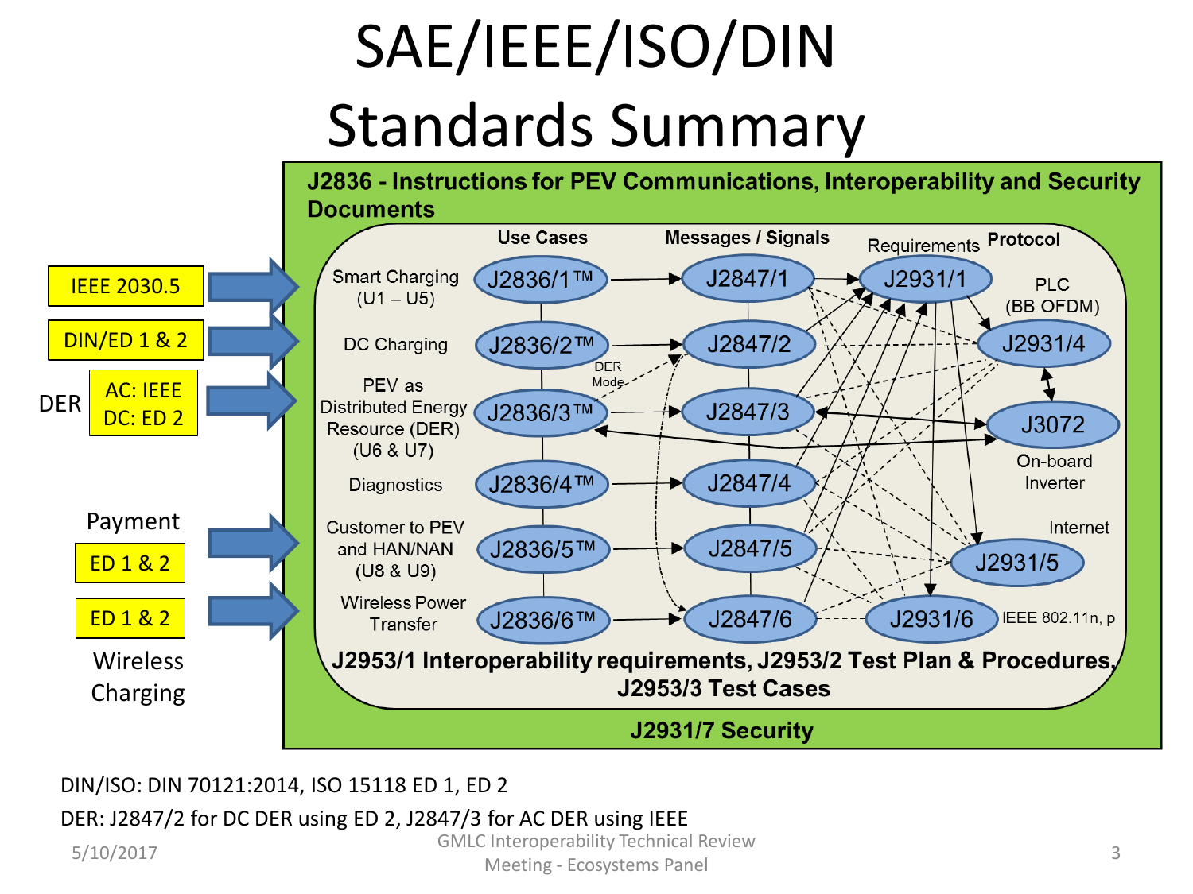# SAE/IEEE/ISO/DIN Standards Summary

**J2836 - Instructions for PEV Communications, Interoperability and Security Documents**

| Input Standards | Use Cases | | Messages / Signals | Requirements | Protocol |
|---|---|---|---|---|---|
| IEEE 2030.5 | Smart Charging (U1 – U5) | J2836/1™ | J2847/1 | J2931/1 | |
| DIN/ED 1 & 2 | DC Charging | J2836/2™ | J2847/2 | J2931/4 | PLC (BB OFDM) |
| DER — AC: IEEE, DC: ED 2 | PEV as Distributed Energy Resource (DER) (U6 & U7) | J2836/3™ | J2847/3 | J3072 | On-board Inverter |
| | Diagnostics | J2836/4™ | J2847/4 | | |
| Payment — ED 1 & 2 | Customer to PEV and HAN/NAN (U8 & U9) | J2836/5™ | J2847/5 | J2931/5 | Internet |
| Wireless Charging — ED 1 & 2 | Wireless Power Transfer | J2836/6™ | J2847/6 | J2931/6 | IEEE 802.11n, p |

DER Mode

**J2953/1 Interoperability requirements, J2953/2 Test Plan & Procedures, J2953/3 Test Cases**

**J2931/7 Security**

DIN/ISO: DIN 70121:2014, ISO 15118 ED 1, ED 2

DER: J2847/2 for DC DER using ED 2, J2847/3 for AC DER using IEEE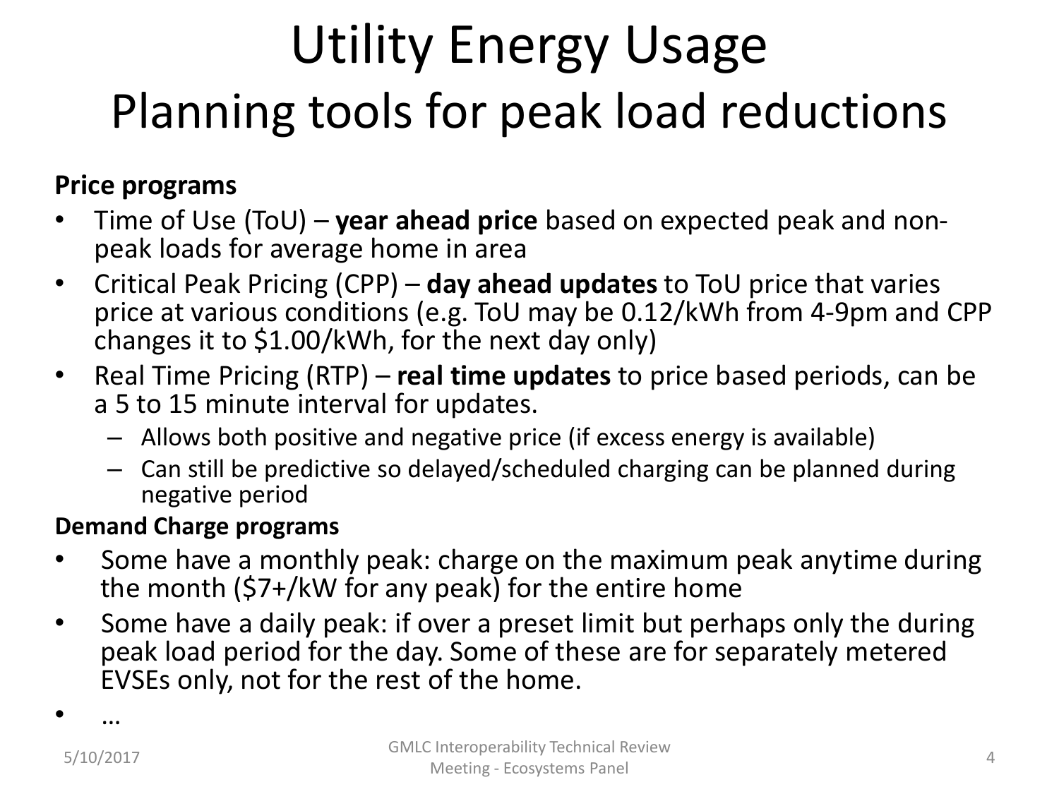# Utility Energy Usage

## Planning tools for peak load reductions

**Price programs**

- Time of Use (ToU) – **year ahead price** based on expected peak and non-peak loads for average home in area
- Critical Peak Pricing (CPP) – **day ahead updates** to ToU price that varies price at various conditions (e.g. ToU may be 0.12/kWh from 4-9pm and CPP changes it to $1.00/kWh, for the next day only)
- Real Time Pricing (RTP) – **real time updates** to price based periods, can be a 5 to 15 minute interval for updates.
  - Allows both positive and negative price (if excess energy is available)
  - Can still be predictive so delayed/scheduled charging can be planned during negative period

**Demand Charge programs**

- Some have a monthly peak: charge on the maximum peak anytime during the month ($7+/kW for any peak) for the entire home
- Some have a daily peak: if over a preset limit but perhaps only the during peak load period for the day. Some of these are for separately metered EVSEs only, not for the rest of the home.
- …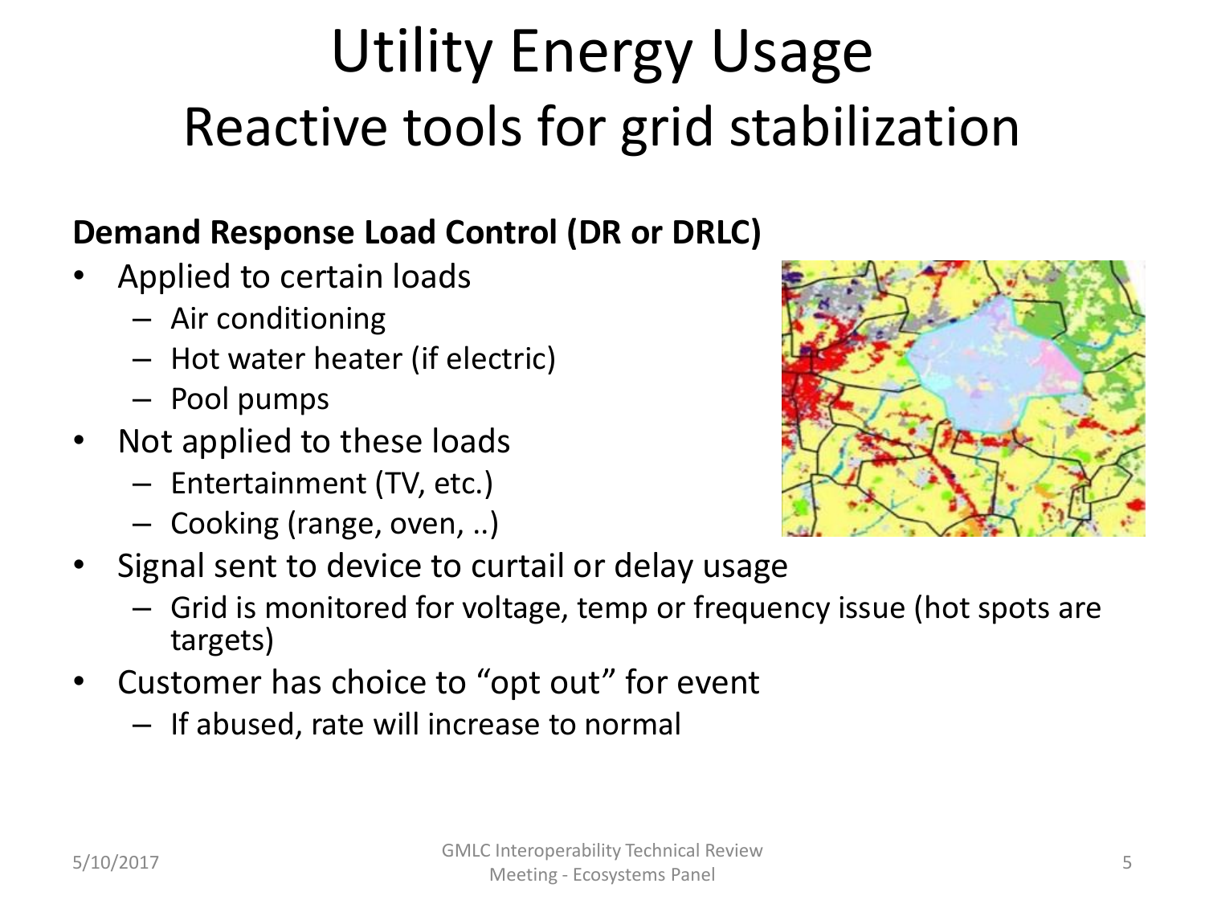# Utility Energy Usage

## Reactive tools for grid stabilization

**Demand Response Load Control (DR or DRLC)**

- Applied to certain loads
  - Air conditioning
  - Hot water heater (if electric)
  - Pool pumps
- Not applied to these loads
  - Entertainment (TV, etc.)
  - Cooking (range, oven, ..)
- Signal sent to device to curtail or delay usage
  - Grid is monitored for voltage, temp or frequency issue (hot spots are targets)
- Customer has choice to "opt out" for event
  - If abused, rate will increase to normal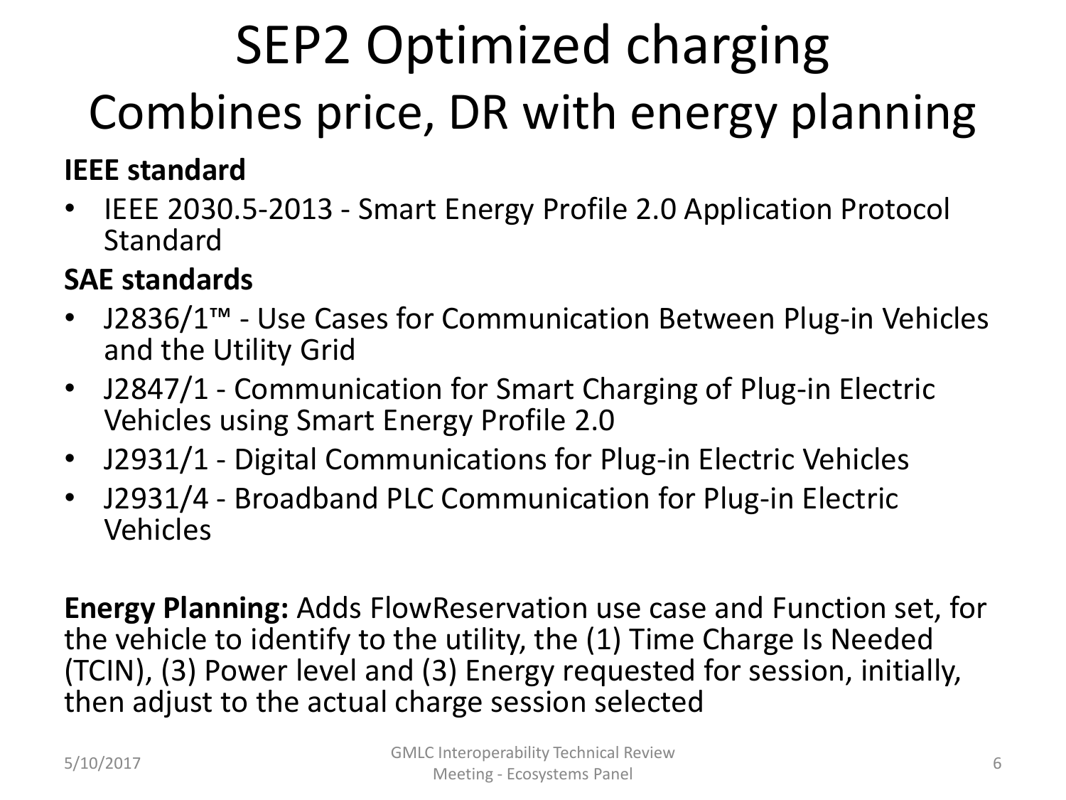# SEP2 Optimized charging

## Combines price, DR with energy planning

**IEEE standard**

- IEEE 2030.5-2013 - Smart Energy Profile 2.0 Application Protocol Standard

**SAE standards**

- J2836/1™ - Use Cases for Communication Between Plug-in Vehicles and the Utility Grid
- J2847/1 - Communication for Smart Charging of Plug-in Electric Vehicles using Smart Energy Profile 2.0
- J2931/1 - Digital Communications for Plug-in Electric Vehicles
- J2931/4 - Broadband PLC Communication for Plug-in Electric Vehicles

**Energy Planning:** Adds FlowReservation use case and Function set, for the vehicle to identify to the utility, the (1) Time Charge Is Needed (TCIN), (3) Power level and (3) Energy requested for session, initially, then adjust to the actual charge session selected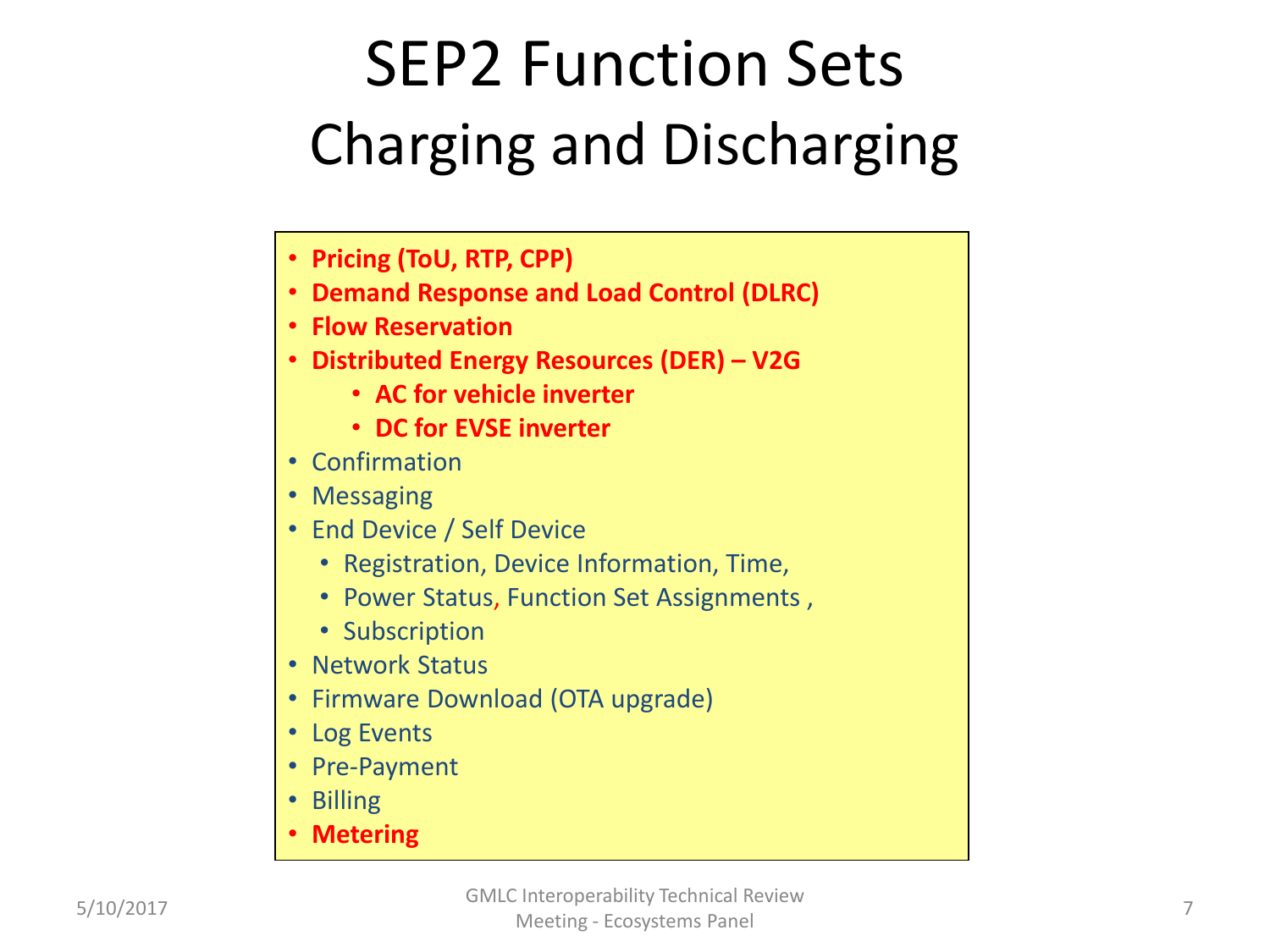# SEP2 Function Sets
## Charging and Discharging

- **Pricing (ToU, RTP, CPP)**
- **Demand Response and Load Control (DLRC)**
- **Flow Reservation**
- **Distributed Energy Resources (DER) – V2G**
  - **AC for vehicle inverter**
  - **DC for EVSE inverter**
- Confirmation
- Messaging
- End Device / Self Device
  - Registration, Device Information, Time,
  - Power Status, Function Set Assignments ,
  - Subscription
- Network Status
- Firmware Download (OTA upgrade)
- Log Events
- Pre-Payment
- Billing
- **Metering**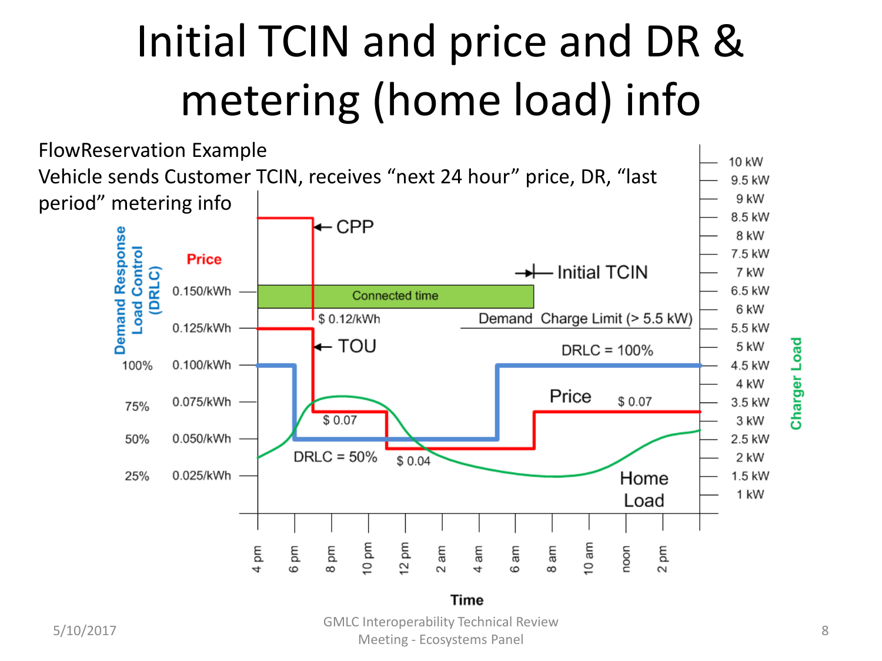# Initial TCIN and price and DR & metering (home load) info

FlowReservation Example

Vehicle sends Customer TCIN, receives "next 24 hour" price, DR, "last period" metering info

Demand Response Load Control (DRLC)

Price

Charger Load

| DRLC | Price | Charger Load |
|---|---|---|
| | | 10 kW |
| | | 9.5 kW |
| | | 9 kW |
| | | 8.5 kW |
| | | 8 kW |
| | | 7.5 kW |
| | | 7 kW |
| | 0.150/kWh | 6.5 kW |
| | | 6 kW |
| | 0.125/kWh | 5.5 kW |
| | | 5 kW |
| 100% | 0.100/kWh | 4.5 kW |
| | | 4 kW |
| 75% | 0.075/kWh | 3.5 kW |
| | | 3 kW |
| 50% | 0.050/kWh | 2.5 kW |
| | | 2 kW |
| 25% | 0.025/kWh | 1.5 kW |
| | | 1 kW |

CPP

Connected time

Initial TCIN

$ 0.12/kWh

Demand Charge Limit (> 5.5 kW)

TOU

DRLC = 100%

Price

$ 0.07

$ 0.07

DRLC = 50%

$ 0.04

Home Load

Time: 4 pm, 6 pm, 8 pm, 10 pm, 12 pm, 2 am, 4 am, 6 am, 8 am, 10 am, noon, 2 pm

GMLC Interoperability Technical Review Meeting - Ecosystems Panel

5/10/2017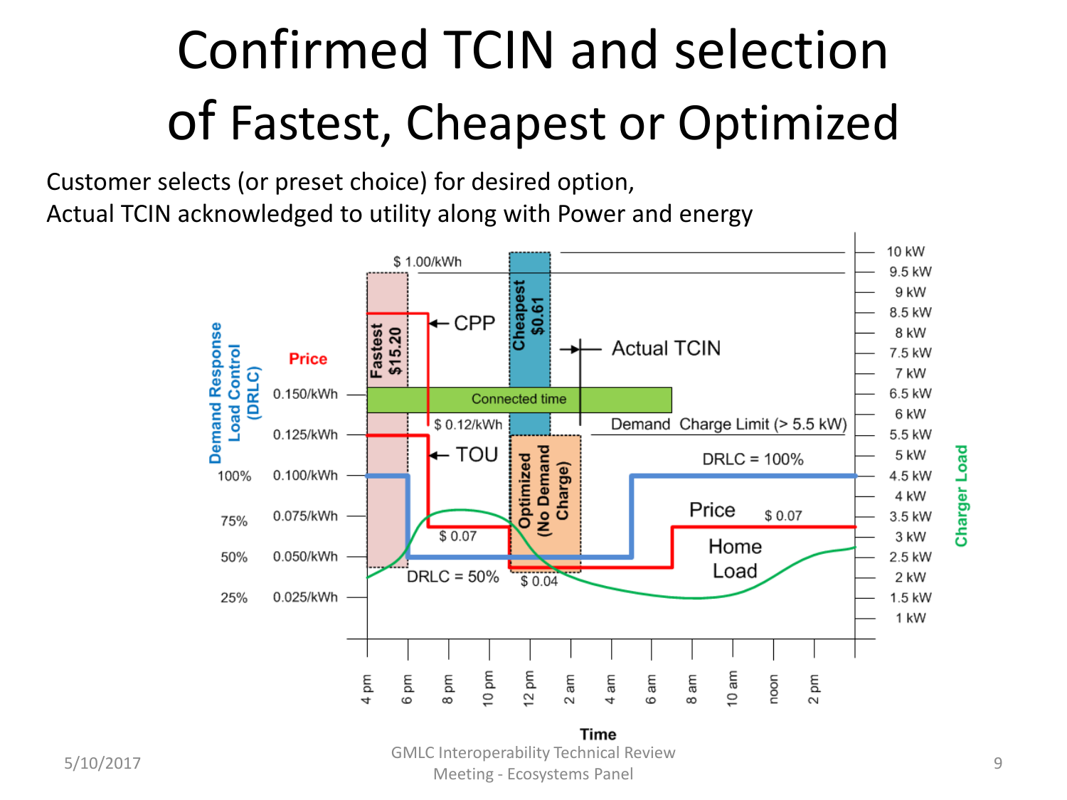# Confirmed TCIN and selection of Fastest, Cheapest or Optimized

Customer selects (or preset choice) for desired option,
Actual TCIN acknowledged to utility along with Power and energy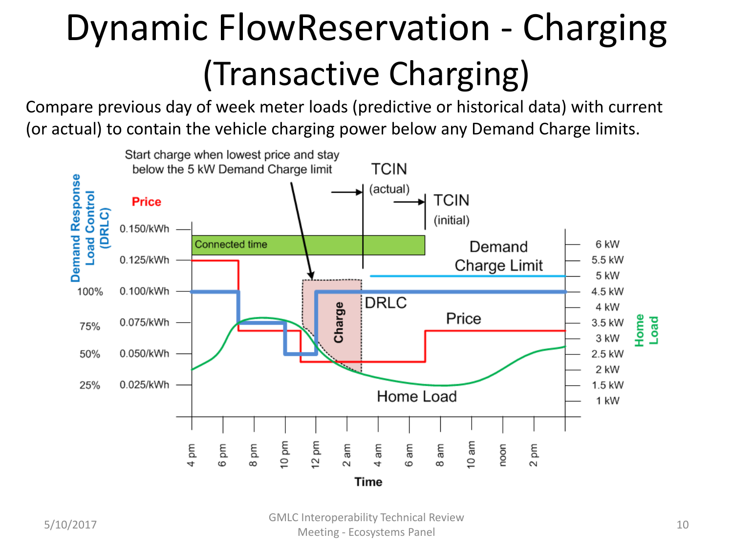# Dynamic FlowReservation - Charging (Transactive Charging)

Compare previous day of week meter loads (predictive or historical data) with current (or actual) to contain the vehicle charging power below any Demand Charge limits.

Start charge when lowest price and stay below the 5 kW Demand Charge limit

TCIN (actual)

TCIN (initial)

Demand Response Load Control (DRLC)

Price

Connected time

Demand Charge Limit

Charge

DRLC

Price

Home Load

Home Load

Time

| DRLC | Price |
|---|---|
| | 0.150/kWh |
| | 0.125/kWh |
| 100% | 0.100/kWh |
| 75% | 0.075/kWh |
| 50% | 0.050/kWh |
| 25% | 0.025/kWh |

Home Load: 6 kW, 5.5 kW, 5 kW, 4.5 kW, 4 kW, 3.5 kW, 3 kW, 2.5 kW, 2 kW, 1.5 kW, 1 kW

Time: 4 pm, 6 pm, 8 pm, 10 pm, 12 pm, 2 am, 4 am, 6 am, 8 am, 10 am, noon, 2 pm

5/10/2017

GMLC Interoperability Technical Review Meeting - Ecosystems Panel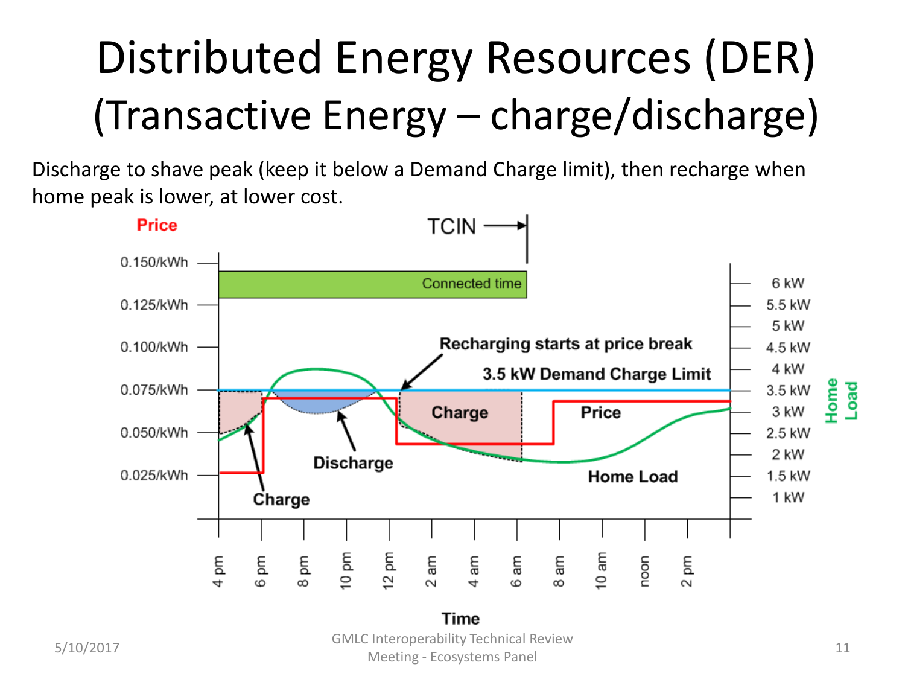# Distributed Energy Resources (DER) (Transactive Energy – charge/discharge)

Discharge to shave peak (keep it below a Demand Charge limit), then recharge when home peak is lower, at lower cost.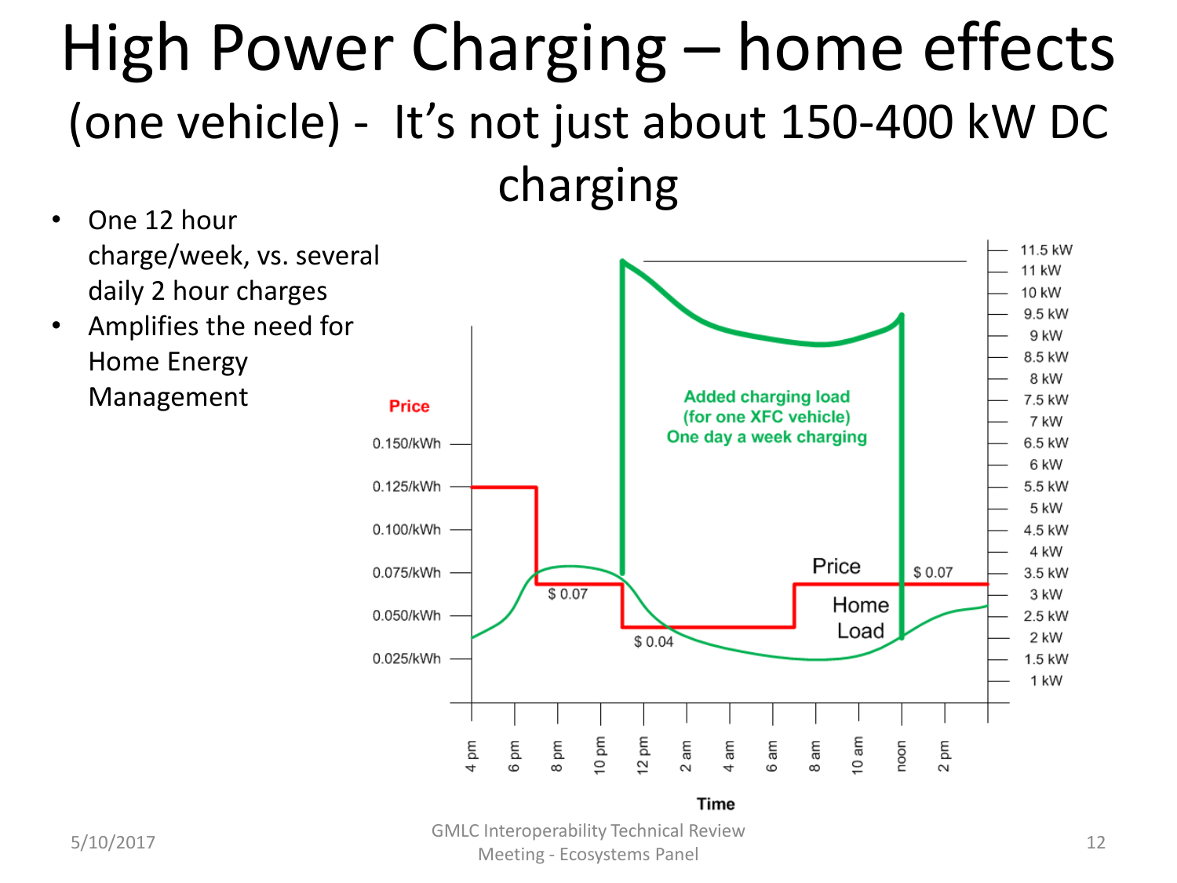# High Power Charging – home effects

## (one vehicle) - It's not just about 150-400 kW DC charging

- One 12 hour charge/week, vs. several daily 2 hour charges
- Amplifies the need for Home Energy Management

Price

0.150/kWh
0.125/kWh
0.100/kWh
0.075/kWh
0.050/kWh
0.025/kWh

11.5 kW
11 kW
10 kW
9.5 kW
9 kW
8.5 kW
8 kW
7.5 kW
7 kW
6.5 kW
6 kW
5.5 kW
5 kW
4.5 kW
4 kW
3.5 kW
3 kW
2.5 kW
2 kW
1.5 kW
1 kW

Added charging load (for one XFC vehicle) One day a week charging

Price

$ 0.07

$ 0.04

$ 0.07

Home Load

4 pm, 6 pm, 8 pm, 10 pm, 12 pm, 2 am, 4 am, 6 am, 8 am, 10 am, noon, 2 pm

Time

5/10/2017

GMLC Interoperability Technical Review Meeting - Ecosystems Panel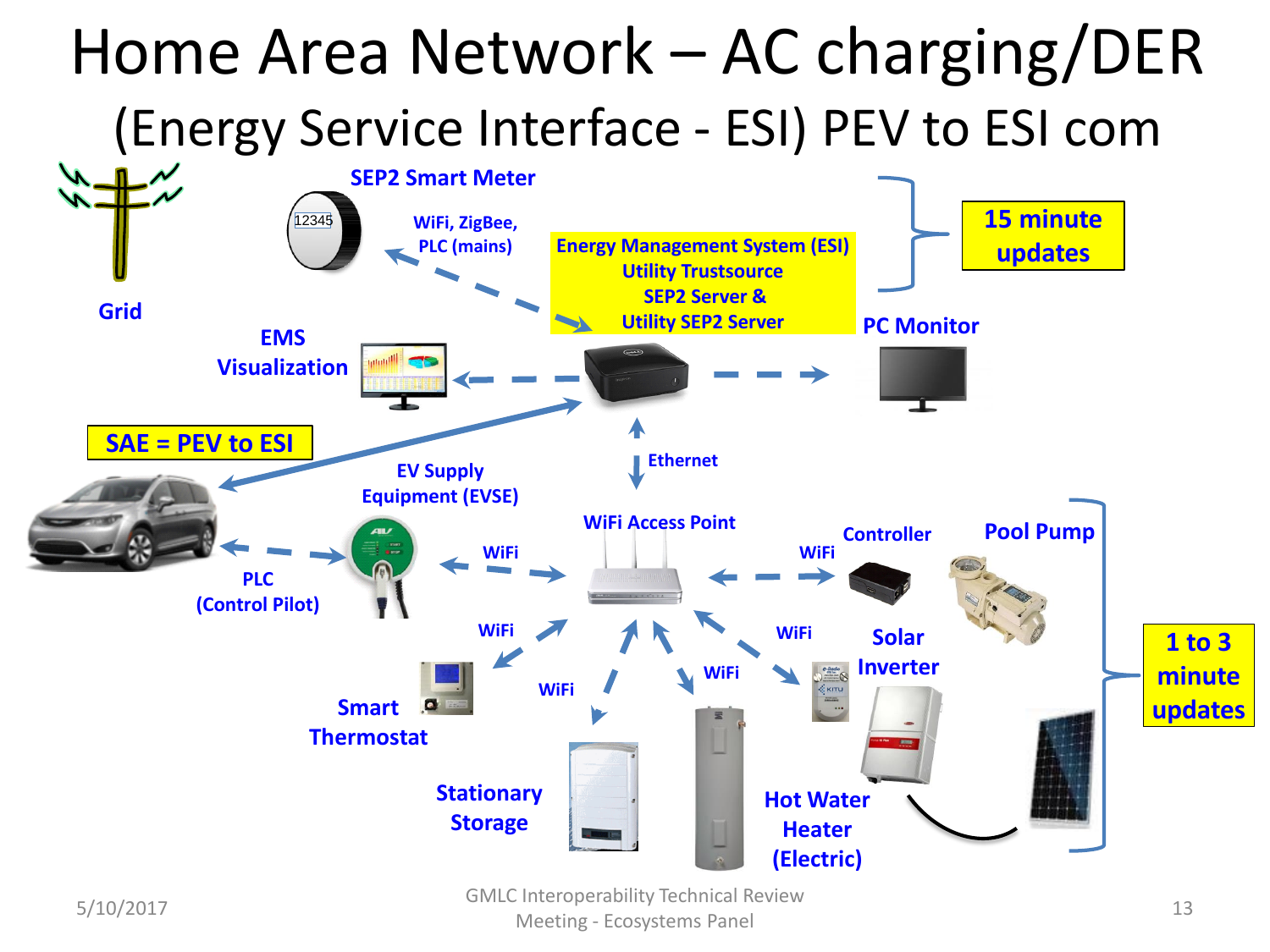# Home Area Network – AC charging/DER

## (Energy Service Interface - ESI) PEV to ESI com

SEP2 Smart Meter

Grid

WiFi, ZigBee, PLC (mains)

Energy Management System (ESI) Utility Trustsource SEP2 Server & Utility SEP2 Server

15 minute updates

PC Monitor

EMS Visualization

SAE = PEV to ESI

EV Supply Equipment (EVSE)

Ethernet

WiFi Access Point

Controller

Pool Pump

PLC (Control Pilot)

WiFi

WiFi

WiFi

WiFi

WiFi

WiFi

Smart Thermostat

Solar Inverter

1 to 3 minute updates

Stationary Storage

Hot Water Heater (Electric)

5/10/2017

GMLC Interoperability Technical Review Meeting - Ecosystems Panel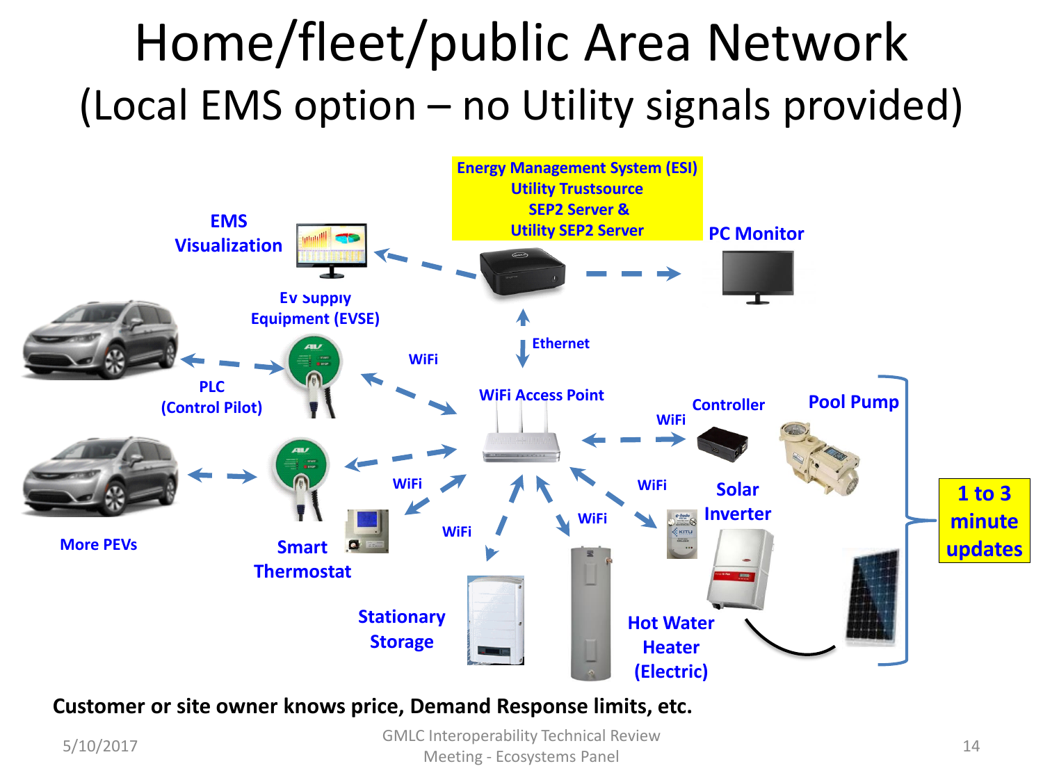# Home/fleet/public Area Network

## (Local EMS option – no Utility signals provided)

Energy Management System (ESI)
Utility Trustsource
SEP2 Server &
Utility SEP2 Server

EMS Visualization

PC Monitor

Ev Supply Equipment (EVSE)

Ethernet

WiFi

WiFi Access Point

PLC (Control Pilot)

Controller

WiFi

Pool Pump

WiFi

WiFi

Solar Inverter

WiFi

WiFi

1 to 3 minute updates

More PEVs

Smart Thermostat

Stationary Storage

Hot Water Heater (Electric)

**Customer or site owner knows price, Demand Response limits, etc.**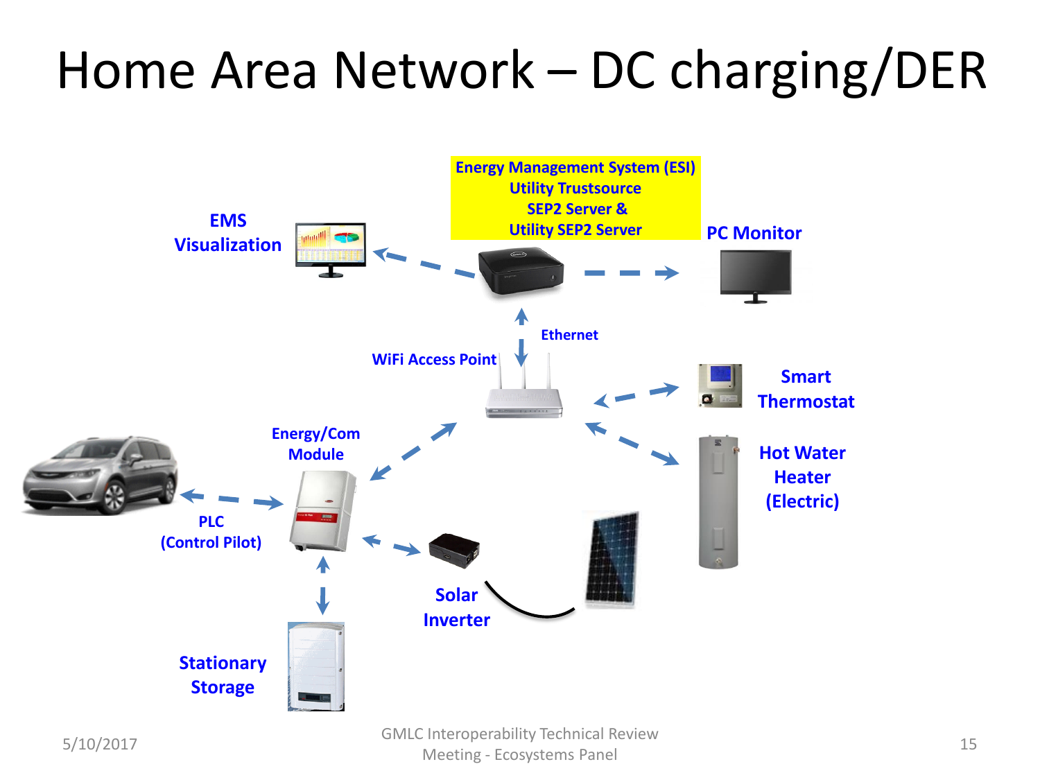# Home Area Network – DC charging/DER

Energy Management System (ESI)
Utility Trustsource
SEP2 Server &
Utility SEP2 Server

EMS Visualization

PC Monitor

Ethernet

WiFi Access Point

Smart Thermostat

Hot Water Heater (Electric)

Energy/Com Module

PLC (Control Pilot)

Solar Inverter

Stationary Storage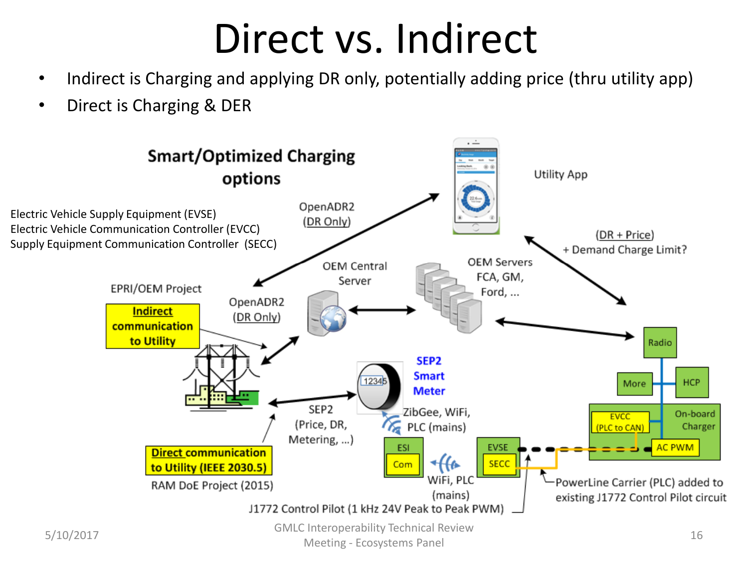# Direct vs. Indirect

- Indirect is Charging and applying DR only, potentially adding price (thru utility app)
- Direct is Charging & DER

**Smart/Optimized Charging options**

Electric Vehicle Supply Equipment (EVSE)
Electric Vehicle Communication Controller (EVCC)
Supply Equipment Communication Controller (SECC)

OpenADR2 (DR Only)

Utility App

(DR + Price) + Demand Charge Limit?

OEM Central Server

OEM Servers FCA, GM, Ford, …

EPRI/OEM Project

**Indirect communication to Utility**

OpenADR2 (DR Only)

Radio

More

HCP

EVCC (PLC to CAN)

On-board Charger

AC PWM

**SEP2 Smart Meter**

12345

ZibGee, WiFi, PLC (mains)

SEP2 (Price, DR, Metering, …)

ESI

Com

WiFi, PLC (mains)

EVSE

SECC

PowerLine Carrier (PLC) added to existing J1772 Control Pilot circuit

**Direct communication to Utility (IEEE 2030.5)**

RAM DoE Project (2015)

J1772 Control Pilot (1 kHz 24V Peak to Peak PWM)

5/10/2017

GMLC Interoperability Technical Review Meeting - Ecosystems Panel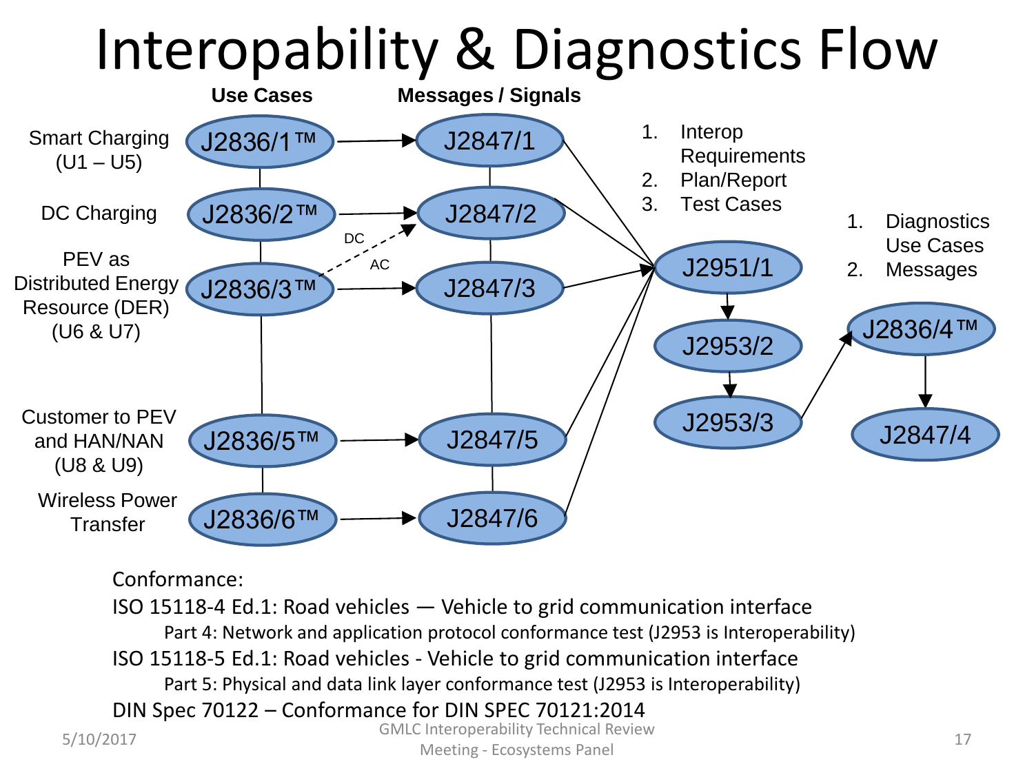# Interopability & Diagnostics Flow

**Use Cases** / **Messages / Signals**

| Use Case | Use Cases | Messages / Signals |
| --- | --- | --- |
| Smart Charging (U1 – U5) | J2836/1™ | J2847/1 |
| DC Charging | J2836/2™ | J2847/2 |
| PEV as Distributed Energy Resource (DER) (U6 & U7) | J2836/3™ | J2847/3 |
| Customer to PEV and HAN/NAN (U8 & U9) | J2836/5™ | J2847/5 |
| Wireless Power Transfer | J2836/6™ | J2847/6 |

J2836/3™ → J2847/2 (DC); J2836/3™ → J2847/3 (AC)

J2847/1, J2847/2, J2847/3, J2847/5, J2847/6 → J2951/1 → J2953/2 → J2953/3 → J2836/4™ → J2847/4

1. Interop Requirements
2. Plan/Report
3. Test Cases

1. Diagnostics Use Cases
2. Messages

Conformance:

ISO 15118-4 Ed.1: Road vehicles — Vehicle to grid communication interface
 Part 4: Network and application protocol conformance test (J2953 is Interoperability)

ISO 15118-5 Ed.1: Road vehicles - Vehicle to grid communication interface
 Part 5: Physical and data link layer conformance test (J2953 is Interoperability)

DIN Spec 70122 – Conformance for DIN SPEC 70121:2014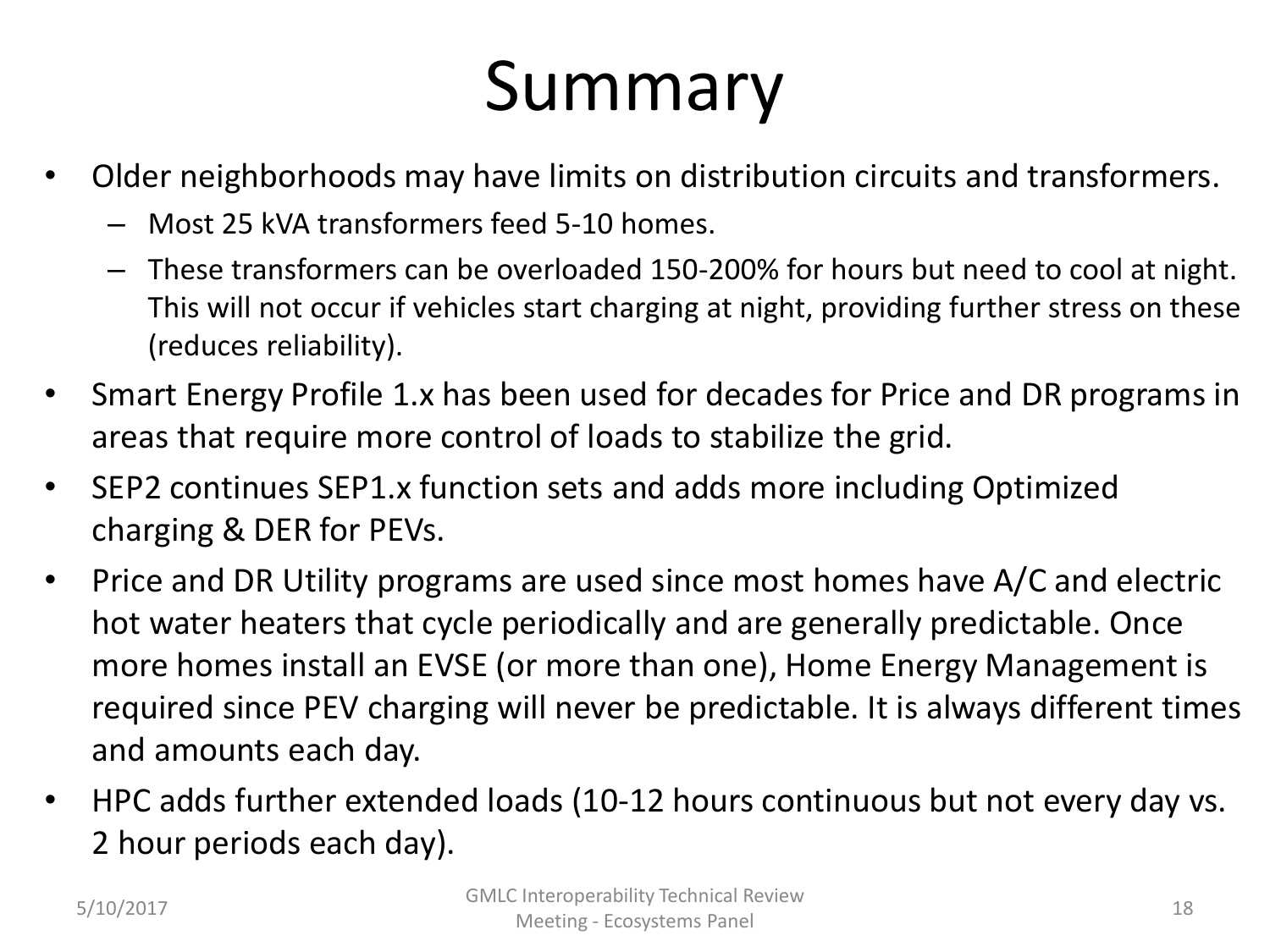# Summary

- Older neighborhoods may have limits on distribution circuits and transformers.
  - Most 25 kVA transformers feed 5-10 homes.
  - These transformers can be overloaded 150-200% for hours but need to cool at night. This will not occur if vehicles start charging at night, providing further stress on these (reduces reliability).
- Smart Energy Profile 1.x has been used for decades for Price and DR programs in areas that require more control of loads to stabilize the grid.
- SEP2 continues SEP1.x function sets and adds more including Optimized charging & DER for PEVs.
- Price and DR Utility programs are used since most homes have A/C and electric hot water heaters that cycle periodically and are generally predictable. Once more homes install an EVSE (or more than one), Home Energy Management is required since PEV charging will never be predictable. It is always different times and amounts each day.
- HPC adds further extended loads (10-12 hours continuous but not every day vs. 2 hour periods each day).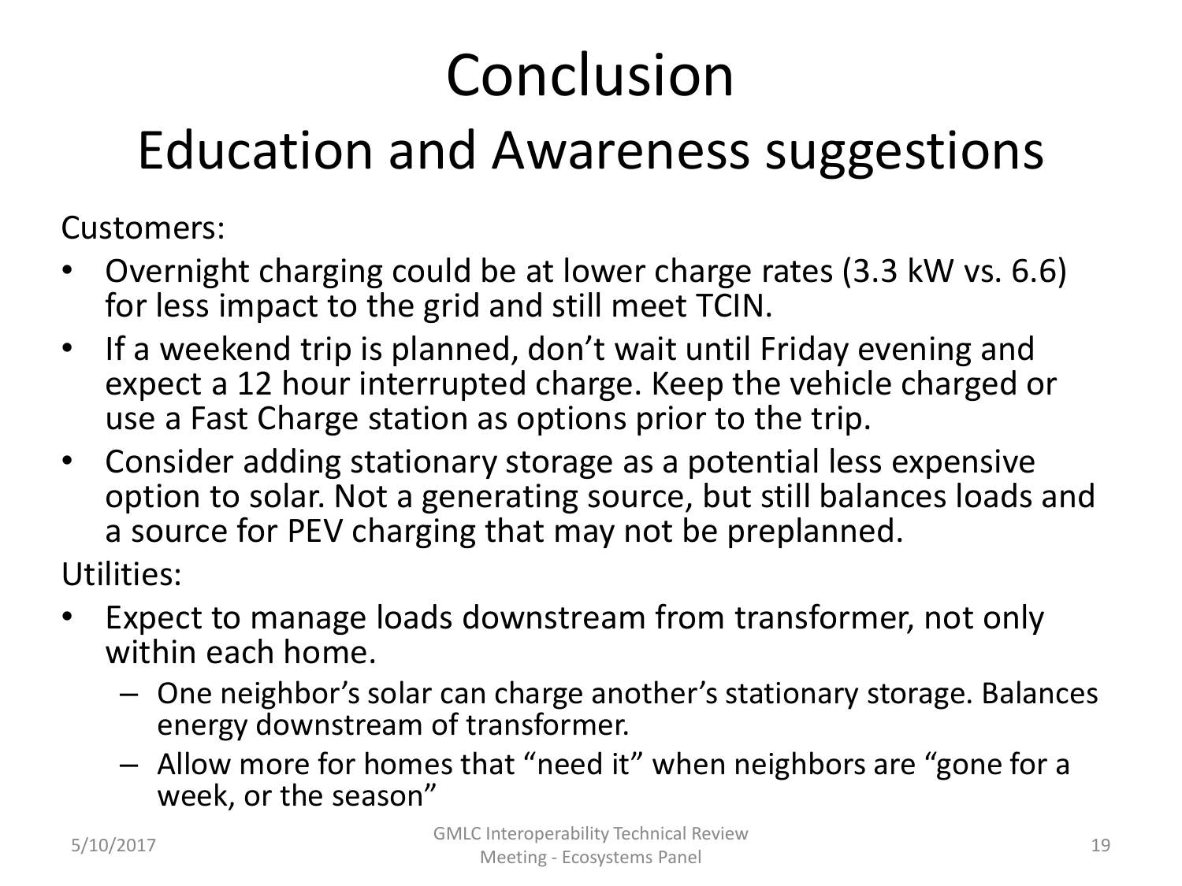# Conclusion

## Education and Awareness suggestions

Customers:

- Overnight charging could be at lower charge rates (3.3 kW vs. 6.6) for less impact to the grid and still meet TCIN.
- If a weekend trip is planned, don't wait until Friday evening and expect a 12 hour interrupted charge. Keep the vehicle charged or use a Fast Charge station as options prior to the trip.
- Consider adding stationary storage as a potential less expensive option to solar. Not a generating source, but still balances loads and a source for PEV charging that may not be preplanned.

Utilities:

- Expect to manage loads downstream from transformer, not only within each home.
  - One neighbor's solar can charge another's stationary storage. Balances energy downstream of transformer.
  - Allow more for homes that "need it" when neighbors are "gone for a week, or the season"